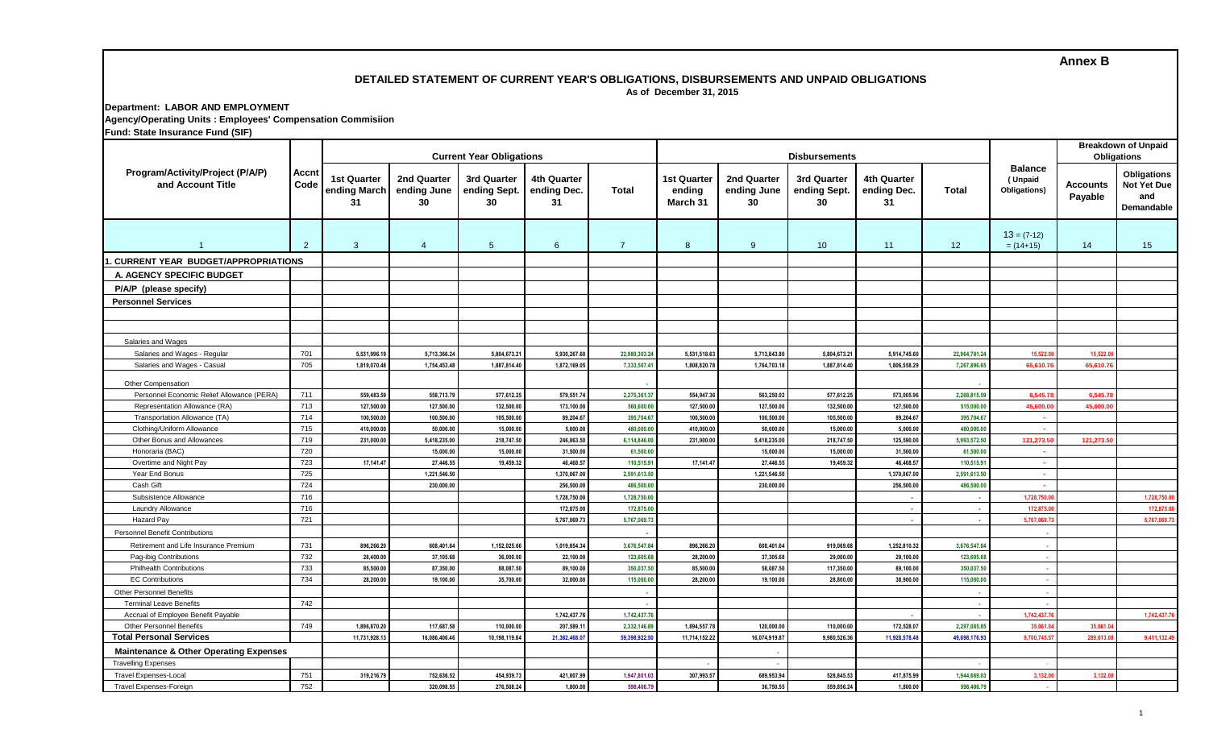**Annex B**

# DETAILED STATEMENT OF CURRENT YEAR'S OBLIGATIONS, DISBURSEMENTS AND UNPAID OBLIGATIONS

As of December 31, 2015

**Department: LABOR AND EMPLOYMENT**
**Agency/Operating Units : Employees' Compensation Commisiion**
**Fund: State Insurance Fund (SIF)**

| Program/Activity/Project (P/A/P) and Account Title | Accnt Code | Current Year Obligations | | | | | Disbursements | | | | | Balance (Unpaid Obligations) | Breakdown of Unpaid Obligations | |
|---|---|---|---|---|---|---|---|---|---|---|---|---|---|---|
| | | 1st Quarter ending March 31 | 2nd Quarter ending June 30 | 3rd Quarter ending Sept. 30 | 4th Quarter ending Dec. 31 | Total | 1st Quarter ending March 31 | 2nd Quarter ending June 30 | 3rd Quarter ending Sept. 30 | 4th Quarter ending Dec. 31 | Total | | Accounts Payable | Obligations Not Yet Due and Demandable |
| 1 | 2 | 3 | 4 | 5 | 6 | 7 | 8 | 9 | 10 | 11 | 12 | 13 = (7-12) = (14+15) | 14 | 15 |
| **1. CURRENT YEAR BUDGET/APPROPRIATIONS** | | | | | | | | | | | | | | |
| **A. AGENCY SPECIFIC BUDGET** | | | | | | | | | | | | | | |
| **P/A/P (please specify)** | | | | | | | | | | | | | | |
| **Personnel Services** | | | | | | | | | | | | | | |
| Salaries and Wages | | | | | | | | | | | | | | |
| Salaries and Wages - Regular | 701 | 5,531,996.19 | 5,713,366.24 | 5,804,673.21 | 5,930,267.60 | 22,980,303.24 | 5,531,518.63 | 5,713,843.80 | 5,804,673.21 | 5,914,745.60 | 22,964,781.24 | 15,522.00 | 15,522.00 | |
| Salaries and Wages - Casual | 705 | 1,819,070.48 | 1,754,453.48 | 1,887,814.40 | 1,872,169.05 | 7,333,507.41 | 1,808,820.78 | 1,764,703.18 | 1,887,814.40 | 1,806,558.29 | 7,267,896.65 | 65,610.76 | 65,610.76 | |
| Other Compensation | | | | | | - | | | | | - | | | |
| Personnel Economic Relief Allowance (PERA) | 711 | 559,483.59 | 558,713.79 | 577,612.25 | 579,551.74 | 2,275,361.37 | 554,947.36 | 563,250.02 | 577,612.25 | 573,005.96 | 2,268,815.59 | 6,545.78 | 6,545.78 | |
| Representation Allowance (RA) | 713 | 127,500.00 | 127,500.00 | 132,500.00 | 173,100.00 | 560,600.00 | 127,500.00 | 127,500.00 | 132,500.00 | 127,500.00 | 515,000.00 | 45,600.00 | 45,600.00 | |
| Transportation Allowance (TA) | 714 | 100,500.00 | 100,500.00 | 105,500.00 | 89,204.67 | 395,704.67 | 100,500.00 | 100,500.00 | 105,500.00 | 89,204.67 | 395,704.67 | - | | |
| Clothing/Uniform Allowance | 715 | 410,000.00 | 50,000.00 | 15,000.00 | 5,000.00 | 480,000.00 | 410,000.00 | 50,000.00 | 15,000.00 | 5,000.00 | 480,000.00 | - | | |
| Other Bonus and Allowances | 719 | 231,000.00 | 5,418,235.00 | 218,747.50 | 246,863.50 | 6,114,846.00 | 231,000.00 | 5,418,235.00 | 218,747.50 | 125,590.00 | 5,993,572.50 | 121,273.50 | 121,273.50 | |
| Honoraria (BAC) | 720 | | 15,000.00 | 15,000.00 | 31,500.00 | 61,500.00 | | 15,000.00 | 15,000.00 | 31,500.00 | 61,500.00 | - | | |
| Overtime and Night Pay | 723 | 17,141.47 | 27,446.55 | 19,459.32 | 46,468.57 | 110,515.91 | 17,141.47 | 27,446.55 | 19,459.32 | 46,468.57 | 110,515.91 | - | | |
| Year End Bonus | 725 | | 1,221,546.50 | | 1,370,067.00 | 2,591,613.50 | | 1,221,546.50 | | 1,370,067.00 | 2,591,613.50 | - | | |
| Cash Gift | 724 | | 230,000.00 | | 256,500.00 | 486,500.00 | | 230,000.00 | | 256,500.00 | 486,500.00 | - | | |
| Subsistence Allowance | 716 | | | | 1,728,750.00 | 1,728,750.00 | | | | - | - | 1,728,750.00 | | 1,728,750.00 |
| Laundry Allowance | 716 | | | | 172,875.00 | 172,875.00 | | | | - | - | 172,875.00 | | 172,875.00 |
| Hazard Pay | 721 | | | | 5,767,069.73 | 5,767,069.73 | | | | - | - | 5,767,069.73 | | 5,767,069.73 |
| Personnel Benefit Contributions | | | | | | - | | | | | | - | | |
| Retirement and Life Insurance Premium | 731 | 896,266.20 | 608,401.64 | 1,152,025.66 | 1,019,854.34 | 3,676,547.84 | 896,266.20 | 608,401.64 | 919,069.68 | 1,252,810.32 | 3,676,547.84 | - | | |
| Pag-ibig Contributions | 732 | 28,400.00 | 37,105.68 | 36,000.00 | 22,100.00 | 123,605.68 | 28,200.00 | 37,305.68 | 29,000.00 | 29,100.00 | 123,605.68 | - | | |
| Philhealth Contributions | 733 | 85,500.00 | 87,350.00 | 88,087.50 | 89,100.00 | 350,037.50 | 85,500.00 | 58,087.50 | 117,350.00 | 89,100.00 | 350,037.50 | - | | |
| EC Contributions | 734 | 28,200.00 | 19,100.00 | 35,700.00 | 32,000.00 | 115,000.00 | 28,200.00 | 19,100.00 | 28,800.00 | 38,900.00 | 115,000.00 | - | | |
| Other Personnel Benefits | | | | | | - | | | | | - | - | | |
| Terminal Leave Benefits | 742 | | | | | - | | | | | - | - | | |
| Accrual of Employee Benefit Payable | | | | | 1,742,437.76 | 1,742,437.76 | | | | - | - | 1,742,437.76 | | 1,742,437.76 |
| Other Personnel Benefits | 749 | 1,896,870.20 | 117,687.58 | 110,000.00 | 207,589.11 | 2,332,146.89 | 1,894,557.78 | 120,000.00 | 110,000.00 | 172,528.07 | 2,297,085.85 | 35,061.04 | 35,061.04 | |
| **Total Personal Services** | | 11,731,928.13 | 16,086,406.46 | 10,198,119.84 | 21,382,468.07 | 59,398,922.50 | 11,714,152.22 | 16,074,919.87 | 9,980,526.36 | 11,928,578.48 | 49,698,176.93 | 9,700,745.57 | 289,613.08 | 9,411,132.49 |
| **Maintenance & Other Operating Expenses** | | | | | | | | - | | | | | | |
| Travelling Expenses | | | | | | | - | - | | | - | - | | |
| Travel Expenses-Local | 751 | 319,216.79 | 752,636.52 | 454,939.73 | 421,007.99 | 1,947,801.03 | 307,993.57 | 689,953.94 | 528,845.53 | 417,875.99 | 1,944,669.03 | 3,132.00 | 3,132.00 | |
| Travel Expenses-Foreign | 752 | | 320,098.55 | 276,508.24 | 1,800.00 | 598,406.79 | | 36,750.55 | 559,856.24 | 1,800.00 | 598,406.79 | - | | |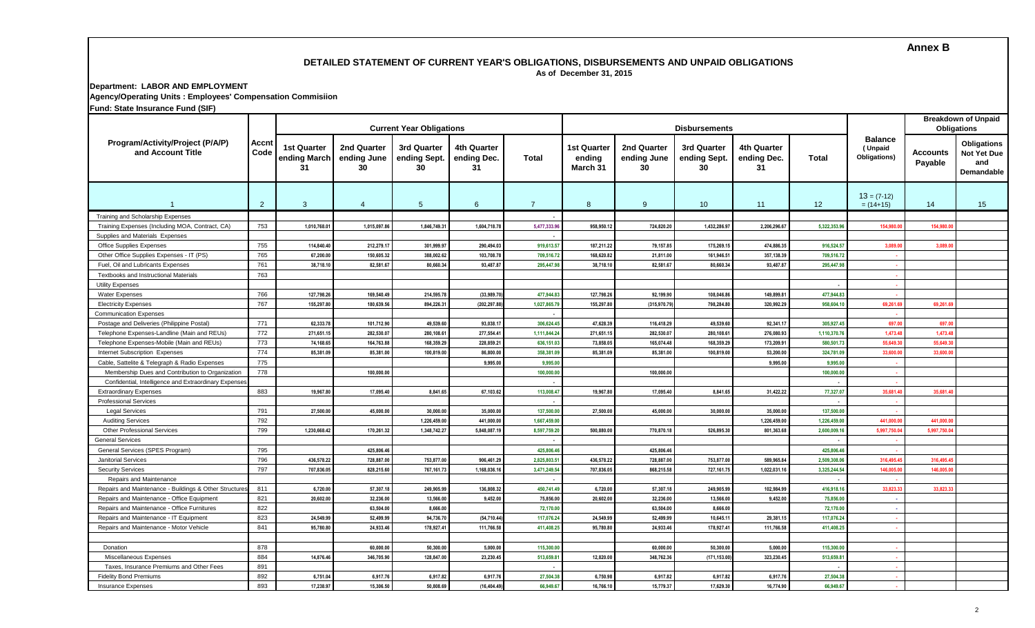**Annex B**

# DETAILED STATEMENT OF CURRENT YEAR'S OBLIGATIONS, DISBURSEMENTS AND UNPAID OBLIGATIONS

**As of December 31, 2015**

**Department: LABOR AND EMPLOYMENT**

**Agency/Operating Units : Employees' Compensation Commisiion**

**Fund: State Insurance Fund (SIF)**

| Program/Activity/Project (P/A/P) and Account Title | Accnt Code | Current Year Obligations | | | | | Disbursements | | | | | Balance (Unpaid Obligations) | Breakdown of Unpaid Obligations | |
|---|---|---|---|---|---|---|---|---|---|---|---|---|---|---|
| | | 1st Quarter ending March 31 | 2nd Quarter ending June 30 | 3rd Quarter ending Sept. 30 | 4th Quarter ending Dec. 31 | Total | 1st Quarter ending March 31 | 2nd Quarter ending June 30 | 3rd Quarter ending Sept. 30 | 4th Quarter ending Dec. 31 | Total | | Accounts Payable | Obligations Not Yet Due and Demandable |
| 1 | 2 | 3 | 4 | 5 | 6 | 7 | 8 | 9 | 10 | 11 | 12 | 13 = (7-12) = (14+15) | 14 | 15 |
| Training and Scholarship Expenses | | | | | | - | | | | | | | | |
| Training Expenses (Including MOA, Contract, CA) | 753 | 1,010,768.01 | 1,015,097.86 | 1,846,749.31 | 1,604,718.78 | 5,477,333.96 | 958,950.12 | 724,820.20 | 1,432,286.97 | 2,206,296.67 | 5,322,353.96 | 154,980.00 | 154,980.00 | |
| Supplies and Materials Expenses | | | | | | - | | | | | | | | |
| Office Supplies Expenses | 755 | 114,840.40 | 212,279.17 | 301,999.97 | 290,494.03 | 919,613.57 | 187,211.22 | 79,157.85 | 175,269.15 | 474,886.35 | 916,524.57 | 3,089.00 | 3,089.00 | |
| Other Office Supplies Expenses - IT (PS) | 765 | 67,200.00 | 150,605.32 | 388,002.62 | 103,708.78 | 709,516.72 | 168,620.82 | 21,811.00 | 161,946.51 | 357,138.39 | 709,516.72 | - | | |
| Fuel, Oil and Lubricants Expenses | 761 | 38,718.10 | 82,581.67 | 80,660.34 | 93,487.87 | 295,447.98 | 38,718.10 | 82,581.67 | 80,660.34 | 93,487.87 | 295,447.98 | - | | |
| Textbooks and Instructional Materials | 763 | | | | | | | | | | | - | | |
| Utility Expenses | | | | | | | | | | | - | - | | |
| Water Expenses | 766 | 127,798.26 | 169,540.49 | 214,595.78 | (33,989.70) | 477,944.83 | 127,798.26 | 92,199.90 | 108,046.86 | 149,899.81 | 477,944.83 | - | | |
| Electricity Expenses | 767 | 155,297.80 | 180,639.56 | 894,226.31 | (202,297.88) | 1,027,865.79 | 155,297.80 | (315,970.79) | 798,284.80 | 320,992.29 | 958,604.10 | 69,261.69 | 69,261.69 | |
| Communication Expenses | | | | | | - | | | | | | - | | |
| Postage and Deliveries (Philippine Postal) | 771 | 62,333.78 | 101,712.90 | 49,539.60 | 93,038.17 | 306,624.45 | 47,628.39 | 116,418.29 | 49,539.60 | 92,341.17 | 305,927.45 | 697.00 | 697.00 | |
| Telephone Expenses-Landline (Main and REUs) | 772 | 271,651.15 | 282,530.07 | 280,108.61 | 277,554.41 | 1,111,844.24 | 271,651.15 | 282,530.07 | 280,108.61 | 276,080.93 | 1,110,370.76 | 1,473.48 | 1,473.48 | |
| Telephone Expenses-Mobile (Main and REUs) | 773 | 74,168.65 | 164,763.88 | 168,359.29 | 228,859.21 | 636,151.03 | 73,858.05 | 165,074.48 | 168,359.29 | 173,209.91 | 580,501.73 | 55,649.30 | 55,649.30 | |
| Internet Subscription Expenses | 774 | 85,381.09 | 85,381.00 | 100,819.00 | 86,800.00 | 358,381.09 | 85,381.09 | 85,381.00 | 100,819.00 | 53,200.00 | 324,781.09 | 33,600.00 | 33,600.00 | |
| Cable, Sattelite & Telegraph & Radio Expenses | 775 | | | | 9,995.00 | 9,995.00 | | | | 9,995.00 | 9,995.00 | - | | |
| Membership Dues and Contribution to Organization | 778 | | 100,000.00 | | | 100,000.00 | | 100,000.00 | | | 100,000.00 | - | | |
| Confidential, Intelligence and Extraordinary Expenses | | | | | | - | | | | | - | - | | |
| Extraordinary Expenses | 883 | 19,967.80 | 17,095.40 | 8,841.65 | 67,103.62 | 113,008.47 | 19,967.80 | 17,095.40 | 8,841.65 | 31,422.22 | 77,327.07 | 35,681.40 | 35,681.40 | |
| Professional Services | | | | | | - | | | | | - | - | | |
| Legal Services | 791 | 27,500.00 | 45,000.00 | 30,000.00 | 35,000.00 | 137,500.00 | 27,500.00 | 45,000.00 | 30,000.00 | 35,000.00 | 137,500.00 | - | | |
| Auditing Services | 792 | | | 1,226,459.00 | 441,000.00 | 1,667,459.00 | | | | 1,226,459.00 | 1,226,459.00 | 441,000.00 | 441,000.00 | |
| Other Professional Services | 799 | 1,230,668.42 | 170,261.32 | 1,348,742.27 | 5,848,087.19 | 8,597,759.20 | 500,880.00 | 770,870.18 | 526,895.30 | 801,363.68 | 2,600,009.16 | 5,997,750.04 | 5,997,750.04 | |
| General Services | | | | | | - | | | | | - | - | | |
| General Services (SPES Program) | 795 | | 425,806.46 | | | 425,806.46 | | 425,806.46 | | | 425,806.46 | - | | |
| Janitorial Services | 796 | 436,578.22 | 728,887.00 | 753,877.00 | 906,461.29 | 2,825,803.51 | 436,578.22 | 728,887.00 | 753,877.00 | 589,965.84 | 2,509,308.06 | 316,495.45 | 316,495.45 | |
| Security Services | 797 | 707,836.05 | 828,215.60 | 767,161.73 | 1,168,036.16 | 3,471,249.54 | 707,836.05 | 868,215.58 | 727,161.75 | 1,022,031.16 | 3,325,244.54 | 146,005.00 | 146,005.00 | |
| Repairs and Maintenance | | | | | | - | | | | | - | - | | |
| Repairs and Maintenance - Buildings & Other Structures | 811 | 6,720.00 | 57,307.18 | 249,905.99 | 136,808.32 | 450,741.49 | 6,720.00 | 57,307.18 | 249,905.99 | 102,984.99 | 416,918.16 | 33,823.33 | 33,823.33 | |
| Repairs and Maintenance - Office Equipment | 821 | 20,602.00 | 32,236.00 | 13,566.00 | 9,452.00 | 75,856.00 | 20,602.00 | 32,236.00 | 13,566.00 | 9,452.00 | 75,856.00 | - | | |
| Repairs and Maintenance - Office Furnitures | 822 | | 63,504.00 | 8,666.00 | | 72,170.00 | | 63,504.00 | 8,666.00 | | 72,170.00 | - | | |
| Repairs and Maintenance - IT Equipment | 823 | 24,549.99 | 52,499.99 | 94,736.70 | (54,710.44) | 117,076.24 | 24,549.99 | 52,499.99 | 10,645.11 | 29,381.15 | 117,076.24 | - | | |
| Repairs and Maintenance - Motor Vehicle | 841 | 95,780.80 | 24,933.46 | 178,927.41 | 111,766.58 | 411,408.25 | 95,780.80 | 24,933.46 | 178,927.41 | 111,766.58 | 411,408.25 | - | | |
| | | | | | | | | | | | | | | |
| Donation | 878 | | 60,000.00 | 50,300.00 | 5,000.00 | 115,300.00 | | 60,000.00 | 50,300.00 | 5,000.00 | 115,300.00 | - | | |
| Miscellaneous Expenses | 884 | 14,876.46 | 346,705.90 | 128,847.00 | 23,230.45 | 513,659.81 | 12,820.00 | 348,762.36 | (171,153.00) | 323,230.45 | 513,659.81 | - | | |
| Taxes, Insurance Premiums and Other Fees | 891 | | | | | - | | | | | - | - | | |
| Fidelity Bond Premiums | 892 | 6,751.04 | 6,917.76 | 6,917.82 | 6,917.76 | 27,504.38 | 6,750.98 | 6,917.82 | 6,917.82 | 6,917.76 | 27,504.38 | - | | |
| Insurance Expenses | 893 | 17,238.97 | 15,306.50 | 50,808.69 | (16,404.49) | 66,949.67 | 16,766.10 | 15,779.37 | 17,629.30 | 16,774.90 | 66,949.67 | - | | |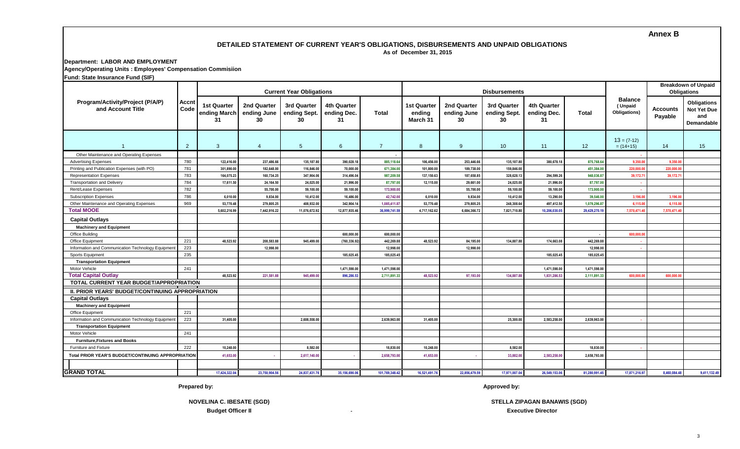**Annex B**

## DETAILED STATEMENT OF CURRENT YEAR'S OBLIGATIONS, DISBURSEMENTS AND UNPAID OBLIGATIONS

As of December 31, 2015

**Department: LABOR AND EMPLOYMENT**

**Agency/Operating Units : Employees' Compensation Commisiion**

**Fund: State Insurance Fund (SIF)**

| Program/Activity/Project (P/A/P) and Account Title | Accnt Code | Current Year Obligations | | | | | Disbursements | | | | | Balance (Unpaid Obligations) | Breakdown of Unpaid Obligations | |
|---|---|---|---|---|---|---|---|---|---|---|---|---|---|---|
| | | 1st Quarter ending March 31 | 2nd Quarter ending June 30 | 3rd Quarter ending Sept. 30 | 4th Quarter ending Dec. 31 | Total | 1st Quarter ending March 31 | 2nd Quarter ending June 30 | 3rd Quarter ending Sept. 30 | 4th Quarter ending Dec. 31 | Total | | Accounts Payable | Obligations Not Yet Due and Demandable |
| 1 | 2 | 3 | 4 | 5 | 6 | 7 | 8 | 9 | 10 | 11 | 12 | 13 = (7-12) = (14+15) | 14 | 15 |
| Other Maintenance and Operating Expenses | | | | | | - | | | | | | - | | |
| Advertising Expenses | 780 | 122,416.00 | 237,486.66 | 135,187.80 | 390,028.18 | 885,118.64 | 106,456.00 | 253,446.66 | 135,187.80 | 380,678.18 | 875,768.64 | 9,350.00 | 9,350.00 | |
| Printing and Publication Expenses (with PO) | 781 | 301,890.00 | 182,648.00 | 116,846.00 | 70,000.00 | 671,384.00 | 101,800.00 | 189,738.00 | 159,846.00 | | 451,384.00 | 220,000.00 | 220,000.00 | |
| Representation Expenses | 783 | 164,075.23 | 160,734.25 | 347,904.06 | 314,496.04 | 987,209.58 | 137,150.63 | 187,658.85 | 328,628.13 | 294,599.26 | 948,036.87 | 39,172.71 | 39,172.71 | |
| Transportation and Delivery | 784 | 17,611.50 | 24,164.50 | 24,025.00 | 21,996.00 | 87,797.00 | 12,115.00 | 29,661.00 | 24,025.00 | 21,996.00 | 87,797.00 | - | | |
| Rent/Lease Expenses | 782 | | 55,700.00 | 59,100.00 | 59,100.00 | 173,900.00 | | 55,700.00 | 59,100.00 | 59,100.00 | 173,900.00 | - | | |
| Subscription Expenses | 786 | 6,010.00 | 9,834.00 | 10,412.00 | 16,486.00 | 42,742.00 | 6,010.00 | 9,834.00 | 10,412.00 | 13,290.00 | 39,546.00 | 3,196.00 | 3,196.00 | |
| Other Maintenance and Operating Expenses | 969 | 53,770.48 | 279,805.25 | 408,932.00 | 342,904.14 | 1,085,411.87 | 53,770.48 | 279,805.25 | 248,308.64 | 497,412.50 | 1,079,296.87 | 6,115.00 | 6,115.00 | |
| **Total MOOE** | | 5,602,216.99 | 7,442,916.22 | 11,076,672.92 | 12,877,935.46 | 36,999,741.59 | 4,717,162.62 | 6,684,366.72 | 7,821,710.80 | 10,206,030.05 | 29,429,270.19 | 7,570,471.40 | 7,570,471.40 | |
| **Capital Outlays** | | | | | | | | | | | | | | |
| **Machinery and Equipment** | | | | | | | | | | | | | | |
| Office Building | | | | | 600,000.00 | 600,000.00 | | | | | - | 600,000.00 | | |
| Office Equipment | 221 | 48,523.92 | 208,583.88 | 945,499.00 | (760,336.92) | 442,269.88 | 48,523.92 | 84,195.00 | 134,887.88 | 174,663.08 | 442,269.88 | - | | |
| Information and Communication Technology Equipment | 223 | | 12,998.00 | | | 12,998.00 | | 12,998.00 | | | 12,998.00 | - | | |
| Sports Equipment | 235 | | | | 185,025.45 | 185,025.45 | | | | 185,025.45 | 185,025.45 | | | |
| **Transportation Equipment** | | | | | | | | | | | | | | |
| Motor Vehicle | 241 | | | | 1,471,598.00 | 1,471,598.00 | | | | 1,471,598.00 | 1,471,598.00 | | | |
| **Total Capital Outlay** | | 48,523.92 | 221,581.88 | 945,499.00 | 896,286.53 | 2,711,891.33 | 48,523.92 | 97,193.00 | 134,887.88 | 1,831,286.53 | 2,111,891.33 | 600,000.00 | 600,000.00 | |
| **TOTAL CURRENT YEAR BUDGET/APPROPRIATION** | | | | | | | | | | | | | | |
| **II. PRIOR YEARS' BUDGET/CONTINUING APPROPRIATION** | | | | | | | | | | | | | | |
| **Capital Outlays** | | | | | | | | | | | | | | |
| **Machinery and Equipment** | | | | | | | | | | | | | | |
| Office Equipment | 221 | | | | | | | | | | | | | |
| Information and Communication Technology Equipment | 223 | 31,405.00 | | 2,608,558.00 | | 2,639,963.00 | 31,405.00 | | 25,300.00 | 2,583,258.00 | 2,639,963.00 | - | | |
| **Transportation Equipment** | | | | | | | | | | | | | | |
| Motor Vehicle | 241 | | | | | | | | | | | | | |
| **Furniture,Fixtures and Books** | | | | | | | | | | | | | | |
| Furniture and Fixture | 222 | 10,248.00 | | 8,582.00 | | 18,830.00 | 10,248.00 | | 8,582.00 | | 18,830.00 | - | | |
| **Total PRIOR YEAR'S BUDGET/CONTINUING APPROPRIATION** | | 41,653.00 | - | 2,617,140.00 | - | 2,658,793.00 | 41,653.00 | - | 33,882.00 | 2,583,258.00 | 2,658,793.00 | | | |
| | | | | | | | | | | | | | | |
| **GRAND TOTAL** | | 17,424,322.04 | 23,750,904.56 | 24,837,431.76 | 35,156,690.06 | 101,769,348.42 | 16,521,491.76 | 22,856,479.59 | 17,971,007.04 | 26,549,153.06 | 81,280,991.45 | 17,871,216.97 | 8,460,084.48 | 9,411,132.49 |

Prepared by:

**NOVELINA C. IBESATE (SGD)**

**Budget Officer II**

-

Approved by:

**STELLA ZIPAGAN BANAWIS (SGD)**

**Executive Director**